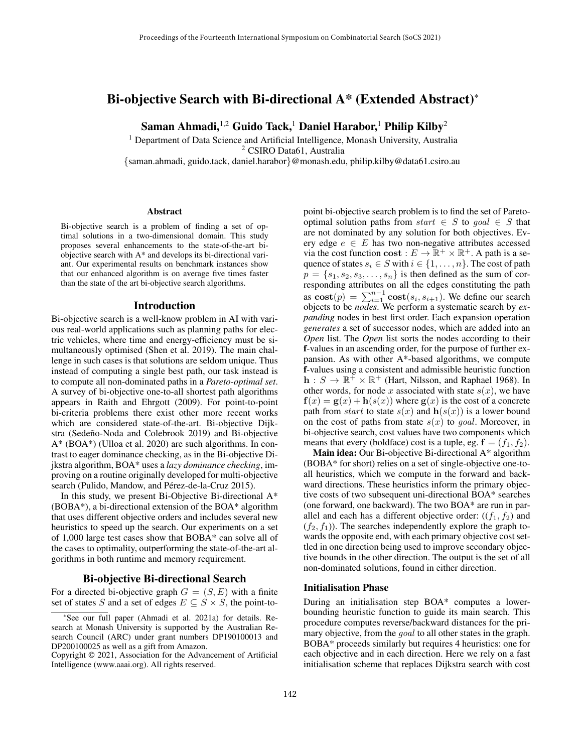# Bi-objective Search with Bi-directional A* (Extended Abstract)*

**Saman Ahmadi,[1,2] Guido Tack,[1] Daniel Harabor,[1] Philip Kilby[2]**

[1] Department of Data Science and Artificial Intelligence, Monash University, Australia
[2] CSIRO Data61, Australia
{saman.ahmadi, guido.tack, daniel.harabor}@monash.edu, philip.kilby@data61.csiro.au

## Abstract

Bi-objective search is a problem of finding a set of optimal solutions in a two-dimensional domain. This study proposes several enhancements to the state-of-the-art bi-objective search with A* and develops its bi-directional variant. Our experimental results on benchmark instances show that our enhanced algorithm is on average five times faster than the state of the art bi-objective search algorithms.

## Introduction

Bi-objective search is a well-know problem in AI with various real-world applications such as planning paths for electric vehicles, where time and energy-efficiency must be simultaneously optimised (Shen et al. 2019). The main challenge in such cases is that solutions are seldom unique. Thus instead of computing a single best path, our task instead is to compute all non-dominated paths in a *Pareto-optimal set*. A survey of bi-objective one-to-all shortest path algorithms appears in Raith and Ehrgott (2009). For point-to-point bi-criteria problems there exist other more recent works which are considered state-of-the-art. Bi-objective Dijkstra (Sedeño-Noda and Colebrook 2019) and Bi-objective A* (BOA*) (Ulloa et al. 2020) are such algorithms. In contrast to eager dominance checking, as in the Bi-objective Dijkstra algorithm, BOA* uses a *lazy dominance checking*, improving on a routine originally developed for multi-objective search (Pulido, Mandow, and Pérez-de-la-Cruz 2015).

In this study, we present Bi-Objective Bi-directional A* (BOBA*), a bi-directional extension of the BOA* algorithm that uses different objective orders and includes several new heuristics to speed up the search. Our experiments on a set of 1,000 large test cases show that BOBA* can solve all of the cases to optimality, outperforming the state-of-the-art algorithms in both runtime and memory requirement.

## Bi-objective Bi-directional Search

For a directed bi-objective graph $G = (S, E)$ with a finite set of states $S$ and a set of edges $E \subseteq S \times S$, the point-to-point bi-objective search problem is to find the set of Pareto-optimal solution paths from $start \in S$ to $goal \in S$ that are not dominated by any solution for both objectives. Every edge $e \in E$ has two non-negative attributes accessed via the cost function $\mathbf{cost} : E \rightarrow \mathbb{R}^+ \times \mathbb{R}^+$. A path is a sequence of states $s_i \in S$ with $i \in \{1, \ldots, n\}$. The cost of path $p = \{s_1, s_2, s_3, \ldots, s_n\}$ is then defined as the sum of corresponding attributes on all the edges constituting the path as $\mathbf{cost}(p) = \sum_{i=1}^{n-1} \mathbf{cost}(s_i, s_{i+1})$. We define our search objects to be *nodes*. We perform a systematic search by *expanding* nodes in best first order. Each expansion operation *generates* a set of successor nodes, which are added into an *Open* list. The *Open* list sorts the nodes according to their **f**-values in an ascending order, for the purpose of further expansion. As with other A*-based algorithms, we compute **f**-values using a consistent and admissible heuristic function $\mathbf{h} : S \rightarrow \mathbb{R}^+ \times \mathbb{R}^+$ (Hart, Nilsson, and Raphael 1968). In other words, for node $x$ associated with state $s(x)$, we have $\mathbf{f}(x) = \mathbf{g}(x) + \mathbf{h}(s(x))$ where $\mathbf{g}(x)$ is the cost of a concrete path from $start$ to state $s(x)$ and $\mathbf{h}(s(x))$ is a lower bound on the cost of paths from state $s(x)$ to $goal$. Moreover, in bi-objective search, cost values have two components which means that every (boldface) cost is a tuple, eg. $\mathbf{f} = (f_1, f_2)$.

**Main idea:** Our Bi-objective Bi-directional A* algorithm (BOBA* for short) relies on a set of single-objective one-to-all heuristics, which we compute in the forward and backward directions. These heuristics inform the primary objective costs of two subsequent uni-directional BOA* searches (one forward, one backward). The two BOA* are run in parallel and each has a different objective order: $((f_1, f_2)$ and $(f_2, f_1))$. The searches independently explore the graph towards the opposite end, with each primary objective cost settled in one direction being used to improve secondary objective bounds in the other direction. The output is the set of all non-dominated solutions, found in either direction.

### Initialisation Phase

During an initialisation step BOA* computes a lower-bounding heuristic function to guide its main search. This procedure computes reverse/backward distances for the primary objective, from the *goal* to all other states in the graph. BOBA* proceeds similarly but requires 4 heuristics: one for each objective and in each direction. Here we rely on a fast initialisation scheme that replaces Dijkstra search with cost

---

*See our full paper (Ahmadi et al. 2021a) for details. Research at Monash University is supported by the Australian Research Council (ARC) under grant numbers DP190100013 and DP200100025 as well as a gift from Amazon.

Copyright © 2021, Association for the Advancement of Artificial Intelligence (www.aaai.org). All rights reserved.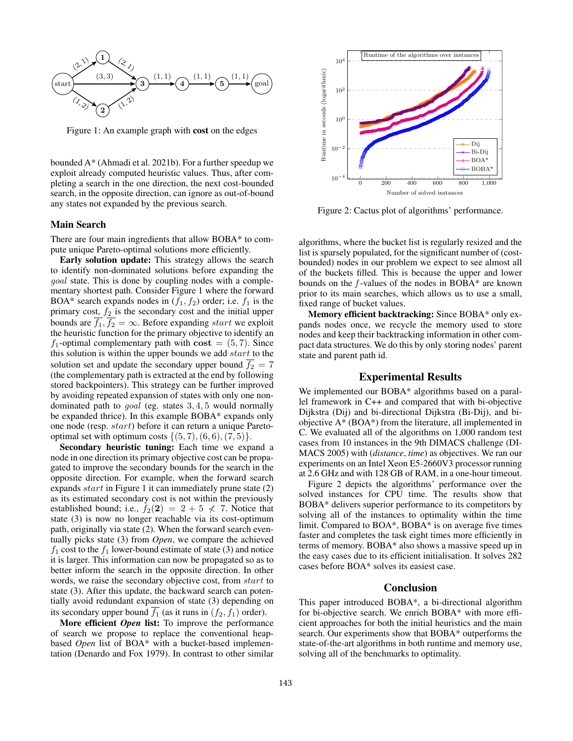Figure 1: An example graph with **cost** on the edges

bounded A* (Ahmadi et al. 2021b). For a further speedup we exploit already computed heuristic values. Thus, after completing a search in the one direction, the next cost-bounded search, in the opposite direction, can ignore as out-of-bound any states not expanded by the previous search.

## Main Search

There are four main ingredients that allow BOBA* to compute unique Pareto-optimal solutions more efficiently.

**Early solution update:** This strategy allows the search to identify non-dominated solutions before expanding the *goal* state. This is done by coupling nodes with a complementary shortest path. Consider Figure 1 where the forward BOA* search expands nodes in $(f_1, f_2)$ order; i.e. $f_1$ is the primary cost, $f_2$ is the secondary cost and the initial upper bounds are $\overline{f_1}, \overline{f_2} = \infty$. Before expanding *start* we exploit the heuristic function for the primary objective to identify an $f_1$-optimal complementary path with $\textbf{cost} = (5, 7)$. Since this solution is within the upper bounds we add *start* to the solution set and update the secondary upper bound $\overline{f_2} = 7$ (the complementary path is extracted at the end by following stored backpointers). This strategy can be further improved by avoiding repeated expansion of states with only one non-dominated path to *goal* (eg. states $3, 4, 5$ would normally be expanded thrice). In this example BOBA* expands only one node (resp. *start*) before it can return a unique Pareto-optimal set with optimum costs $\{(5, 7), (6, 6), (7, 5)\}$.

**Secondary heuristic tuning:** Each time we expand a node in one direction its primary objective cost can be propagated to improve the secondary bounds for the search in the opposite direction. For example, when the forward search expands *start* in Figure 1 it can immediately prune state (2) as its estimated secondary cost is not within the previously established bound; i.e., $f_2(\mathbf{2}) = 2 + 5 \not< 7$. Notice that state (3) is now no longer reachable via its cost-optimum path, originally via state (2). When the forward search eventually picks state (3) from *Open*, we compare the achieved $f_1$ cost to the $f_1$ lower-bound estimate of state (3) and notice it is larger. This information can now be propagated so as to better inform the search in the opposite direction. In other words, we raise the secondary objective cost, from *start* to state (3). After this update, the backward search can potentially avoid redundant expansion of state (3) depending on its secondary upper bound $\overline{f_1}$ (as it runs in $(f_2, f_1)$ order).

**More efficient *Open* list:** To improve the performance of search we propose to replace the conventional heap-based *Open* list of BOA* with a bucket-based implementation (Denardo and Fox 1979). In contrast to other similar algorithms, where the bucket list is regularly resized and the list is sparsely populated, for the significant number of (cost-bounded) nodes in our problem we expect to see almost all of the buckets filled. This is because the upper and lower bounds on the $f$-values of the nodes in BOBA* are known prior to its main searches, which allows us to use a small, fixed range of bucket values.

**Memory efficient backtracking:** Since BOBA* only expands nodes once, we recycle the memory used to store nodes and keep their backtracking information in other compact data structures. We do this by only storing nodes' parent state and parent path id.

Figure 2: Cactus plot of algorithms' performance.

## Experimental Results

We implemented our BOBA* algorithms based on a parallel framework in C++ and compared that with bi-objective Dijkstra (Dij) and bi-directional Dijkstra (Bi-Dij), and bi-objective A* (BOA*) from the literature, all implemented in C. We evaluated all of the algorithms on 1,000 random test cases from 10 instances in the 9th DIMACS challenge (DIMACS 2005) with (*distance*, *time*) as objectives. We ran our experiments on an Intel Xeon E5-2660V3 processor running at 2.6 GHz and with 128 GB of RAM, in a one-hour timeout.

Figure 2 depicts the algorithms' performance over the solved instances for CPU time. The results show that BOBA* delivers superior performance to its competitors by solving all of the instances to optimality within the time limit. Compared to BOA*, BOBA* is on average five times faster and completes the task eight times more efficiently in terms of memory. BOBA* also shows a massive speed up in the easy cases due to its efficient initialisation. It solves 282 cases before BOA* solves its easiest case.

## Conclusion

This paper introduced BOBA*, a bi-directional algorithm for bi-objective search. We enrich BOBA* with more efficient approaches for both the initial heuristics and the main search. Our experiments show that BOBA* outperforms the state-of-the-art algorithms in both runtime and memory use, solving all of the benchmarks to optimality.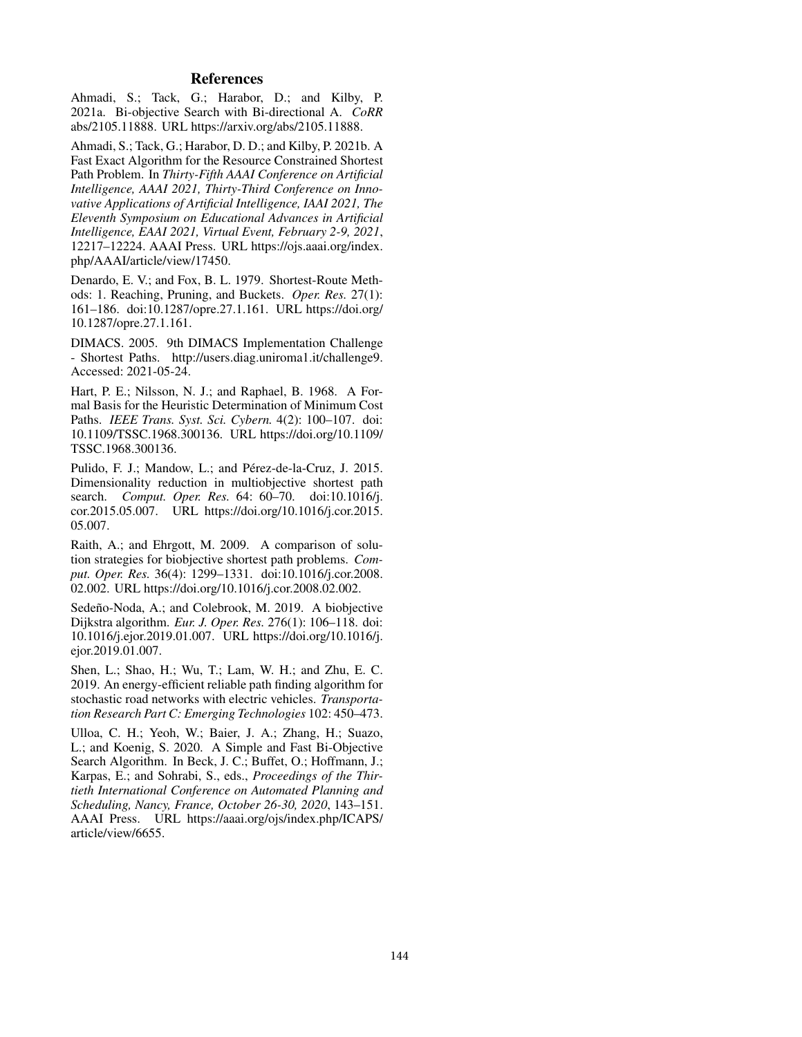## References

Ahmadi, S.; Tack, G.; Harabor, D.; and Kilby, P. 2021a. Bi-objective Search with Bi-directional A. *CoRR* abs/2105.11888. URL https://arxiv.org/abs/2105.11888.

Ahmadi, S.; Tack, G.; Harabor, D. D.; and Kilby, P. 2021b. A Fast Exact Algorithm for the Resource Constrained Shortest Path Problem. In *Thirty-Fifth AAAI Conference on Artificial Intelligence, AAAI 2021, Thirty-Third Conference on Innovative Applications of Artificial Intelligence, IAAI 2021, The Eleventh Symposium on Educational Advances in Artificial Intelligence, EAAI 2021, Virtual Event, February 2-9, 2021*, 12217–12224. AAAI Press. URL https://ojs.aaai.org/index.php/AAAI/article/view/17450.

Denardo, E. V.; and Fox, B. L. 1979. Shortest-Route Methods: 1. Reaching, Pruning, and Buckets. *Oper. Res.* 27(1): 161–186. doi:10.1287/opre.27.1.161. URL https://doi.org/10.1287/opre.27.1.161.

DIMACS. 2005. 9th DIMACS Implementation Challenge - Shortest Paths. http://users.diag.uniroma1.it/challenge9. Accessed: 2021-05-24.

Hart, P. E.; Nilsson, N. J.; and Raphael, B. 1968. A Formal Basis for the Heuristic Determination of Minimum Cost Paths. *IEEE Trans. Syst. Sci. Cybern.* 4(2): 100–107. doi:10.1109/TSSC.1968.300136. URL https://doi.org/10.1109/TSSC.1968.300136.

Pulido, F. J.; Mandow, L.; and Pérez-de-la-Cruz, J. 2015. Dimensionality reduction in multiobjective shortest path search. *Comput. Oper. Res.* 64: 60–70. doi:10.1016/j.cor.2015.05.007. URL https://doi.org/10.1016/j.cor.2015.05.007.

Raith, A.; and Ehrgott, M. 2009. A comparison of solution strategies for biobjective shortest path problems. *Comput. Oper. Res.* 36(4): 1299–1331. doi:10.1016/j.cor.2008.02.002. URL https://doi.org/10.1016/j.cor.2008.02.002.

Sedeño-Noda, A.; and Colebrook, M. 2019. A biobjective Dijkstra algorithm. *Eur. J. Oper. Res.* 276(1): 106–118. doi:10.1016/j.ejor.2019.01.007. URL https://doi.org/10.1016/j.ejor.2019.01.007.

Shen, L.; Shao, H.; Wu, T.; Lam, W. H.; and Zhu, E. C. 2019. An energy-efficient reliable path finding algorithm for stochastic road networks with electric vehicles. *Transportation Research Part C: Emerging Technologies* 102: 450–473.

Ulloa, C. H.; Yeoh, W.; Baier, J. A.; Zhang, H.; Suazo, L.; and Koenig, S. 2020. A Simple and Fast Bi-Objective Search Algorithm. In Beck, J. C.; Buffet, O.; Hoffmann, J.; Karpas, E.; and Sohrabi, S., eds., *Proceedings of the Thirtieth International Conference on Automated Planning and Scheduling, Nancy, France, October 26-30, 2020*, 143–151. AAAI Press. URL https://aaai.org/ojs/index.php/ICAPS/article/view/6655.